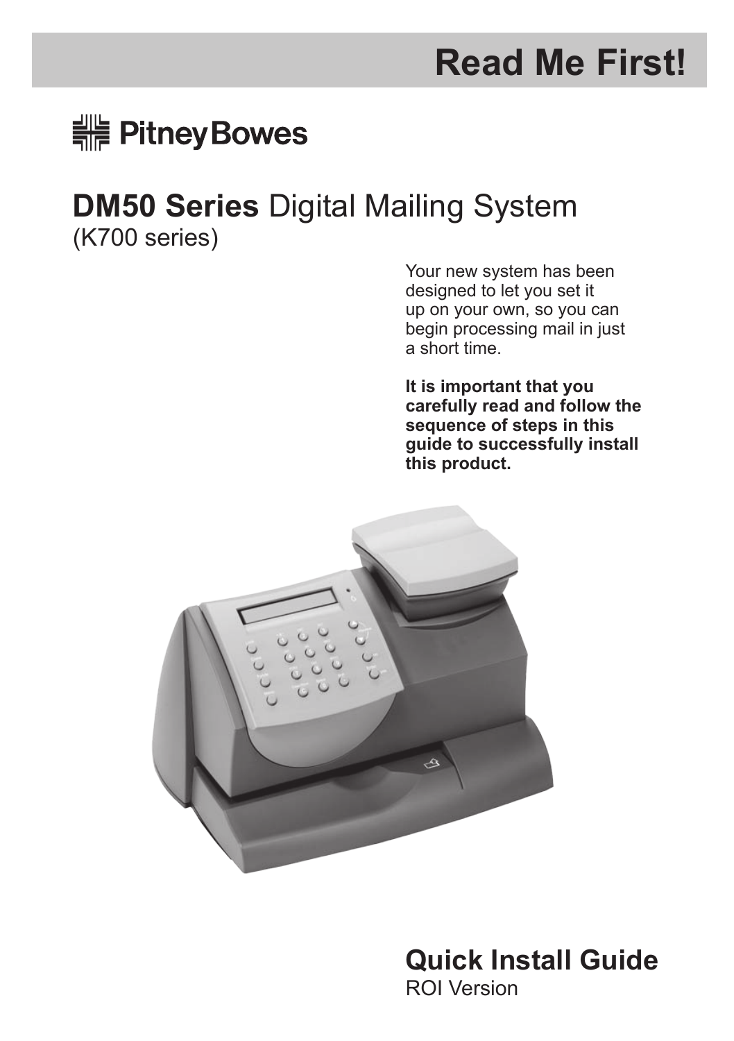# Read Me First!

Pitney Bowes

## **DM50 Series** Digital Mailing System

(K700 series)

Your new system has been designed to let you set it up on your own, so you can begin processing mail in just a short time.

**It is important that you carefully read and follow the sequence of steps in this guide to successfully install this product.**

## Quick Install Guide

ROI Version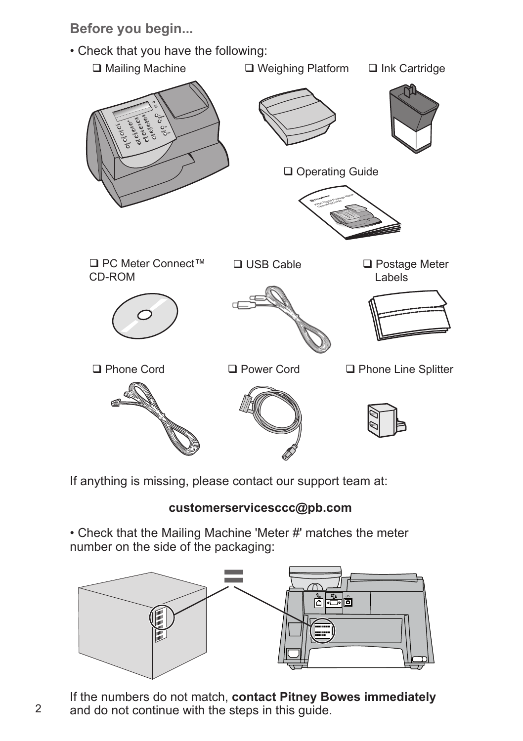## Before you begin...

- Check that you have the following:

- ❑ Mailing Machine
- ❑ Weighing Platform
- ❑ Ink Cartridge
- ❑ Operating Guide
- ❑ PC Meter Connect™ CD-ROM
- ❑ USB Cable
- ❑ Postage Meter Labels
- ❑ Phone Cord
- ❑ Power Cord
- ❑ Phone Line Splitter

If anything is missing, please contact our support team at:

**customerservicesccc@pb.com**

- Check that the Mailing Machine 'Meter #' matches the meter number on the side of the packaging:

If the numbers do not match, **contact Pitney Bowes immediately** and do not continue with the steps in this guide.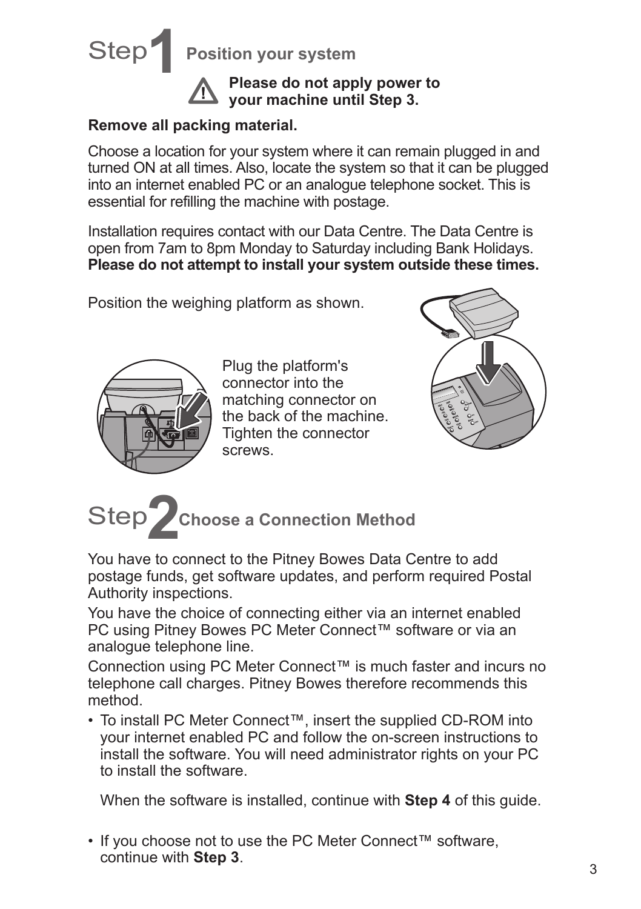# Step 1 Position your system

**Please do not apply power to your machine until Step 3.**

**Remove all packing material.**

Choose a location for your system where it can remain plugged in and turned ON at all times. Also, locate the system so that it can be plugged into an internet enabled PC or an analogue telephone socket. This is essential for refilling the machine with postage.

Installation requires contact with our Data Centre. The Data Centre is open from 7am to 8pm Monday to Saturday including Bank Holidays. **Please do not attempt to install your system outside these times.**

Position the weighing platform as shown.

Plug the platform's connector into the matching connector on the back of the machine. Tighten the connector screws.

# Step 2 Choose a Connection Method

You have to connect to the Pitney Bowes Data Centre to add postage funds, get software updates, and perform required Postal Authority inspections.

You have the choice of connecting either via an internet enabled PC using Pitney Bowes PC Meter Connect™ software or via an analogue telephone line.

Connection using PC Meter Connect™ is much faster and incurs no telephone call charges. Pitney Bowes therefore recommends this method.

- To install PC Meter Connect™, insert the supplied CD-ROM into your internet enabled PC and follow the on-screen instructions to install the software. You will need administrator rights on your PC to install the software.

  When the software is installed, continue with **Step 4** of this guide.

- If you choose not to use the PC Meter Connect™ software, continue with **Step 3**.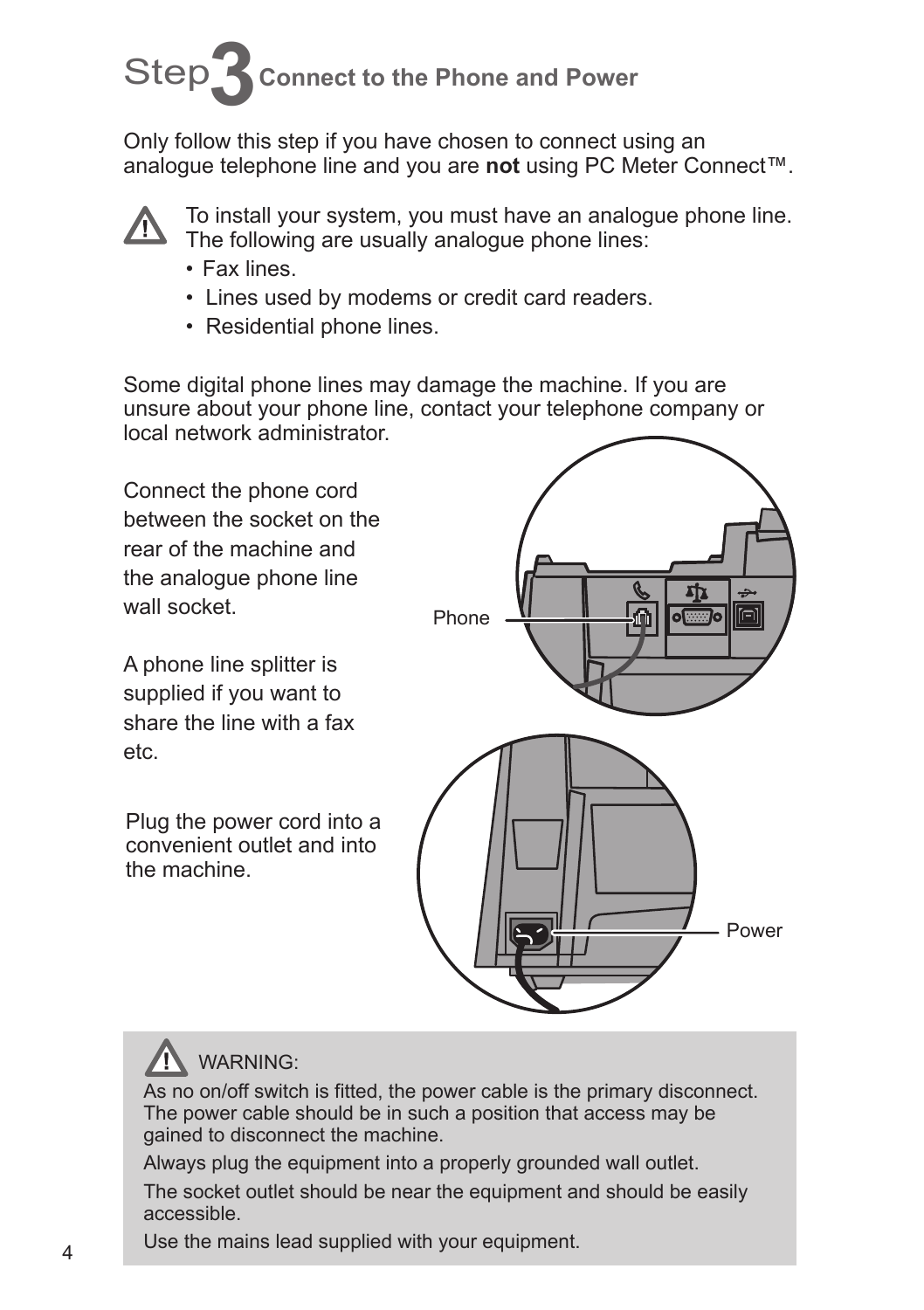# Step 3 Connect to the Phone and Power

Only follow this step if you have chosen to connect using an analogue telephone line and you are **not** using PC Meter Connect™.

To install your system, you must have an analogue phone line. The following are usually analogue phone lines:

- Fax lines.
- Lines used by modems or credit card readers.
- Residential phone lines.

Some digital phone lines may damage the machine. If you are unsure about your phone line, contact your telephone company or local network administrator.

Connect the phone cord between the socket on the rear of the machine and the analogue phone line wall socket.

A phone line splitter is supplied if you want to share the line with a fax etc.

Phone

Plug the power cord into a convenient outlet and into the machine.

Power

WARNING:

As no on/off switch is fitted, the power cable is the primary disconnect. The power cable should be in such a position that access may be gained to disconnect the machine.

Always plug the equipment into a properly grounded wall outlet.

The socket outlet should be near the equipment and should be easily accessible.

Use the mains lead supplied with your equipment.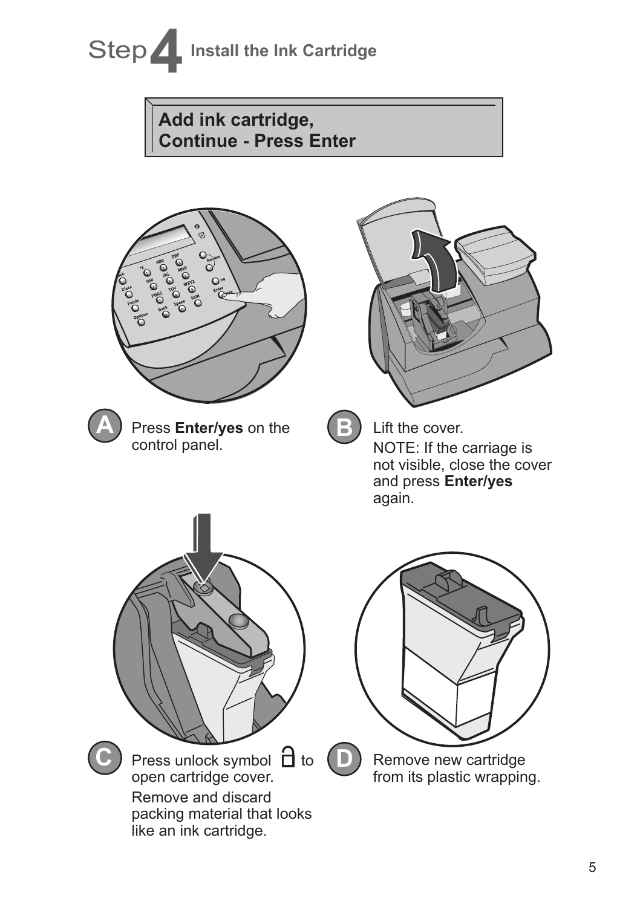# Step 4 Install the Ink Cartridge

**Add ink cartridge,**
**Continue - Press Enter**

**A** Press **Enter/yes** on the control panel.

**B** Lift the cover.

NOTE: If the carriage is not visible, close the cover and press **Enter/yes** again.

**C** Press unlock symbol 🔓 to open cartridge cover.

Remove and discard packing material that looks like an ink cartridge.

**D** Remove new cartridge from its plastic wrapping.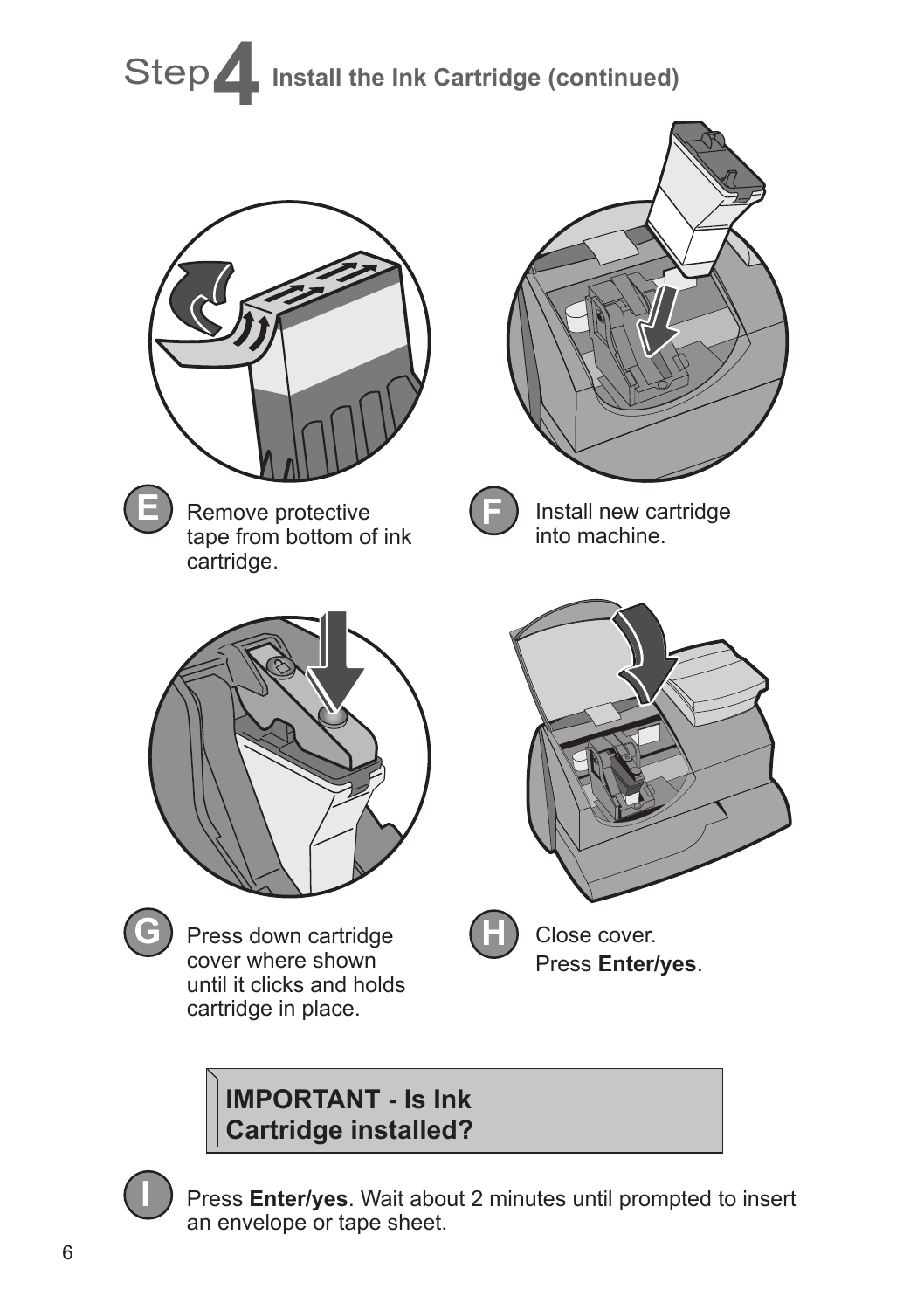# Step 4 Install the Ink Cartridge (continued)

**E** Remove protective tape from bottom of ink cartridge.

**F** Install new cartridge into machine.

**G** Press down cartridge cover where shown until it clicks and holds cartridge in place.

**H** Close cover.
Press **Enter/yes**.

**IMPORTANT - Is Ink Cartridge installed?**

**I** Press **Enter/yes**. Wait about 2 minutes until prompted to insert an envelope or tape sheet.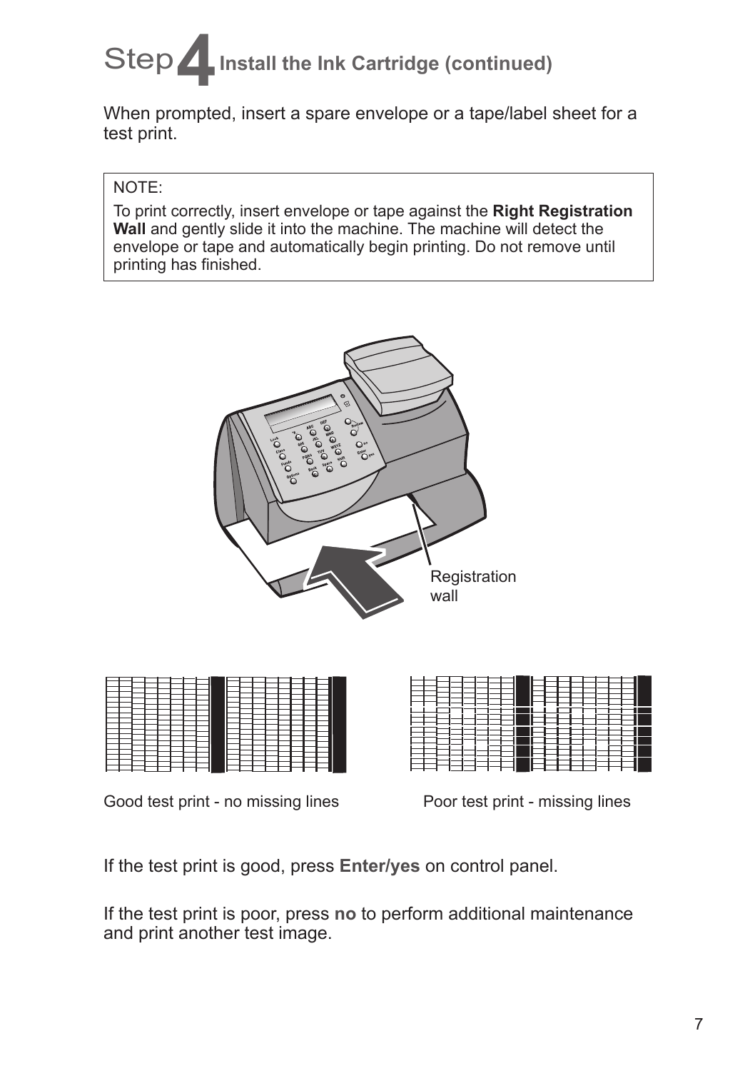# Step 4 Install the Ink Cartridge (continued)

When prompted, insert a spare envelope or a tape/label sheet for a test print.

NOTE:

To print correctly, insert envelope or tape against the **Right Registration Wall** and gently slide it into the machine. The machine will detect the envelope or tape and automatically begin printing. Do not remove until printing has finished.

Registration wall

Good test print - no missing lines

Poor test print - missing lines

If the test print is good, press **Enter/yes** on control panel.

If the test print is poor, press **no** to perform additional maintenance and print another test image.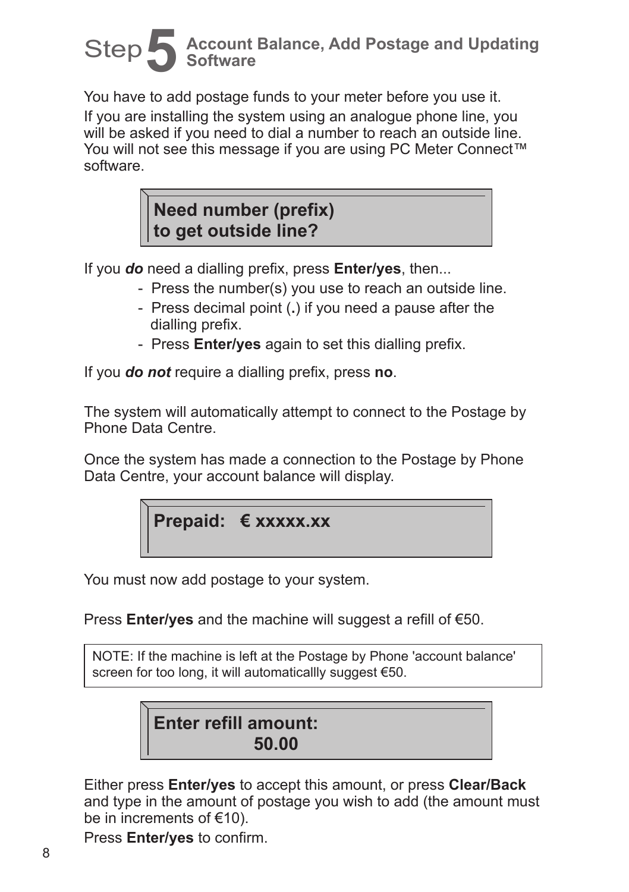# Step 5 Account Balance, Add Postage and Updating Software

You have to add postage funds to your meter before you use it.

If you are installing the system using an analogue phone line, you will be asked if you need to dial a number to reach an outside line. You will not see this message if you are using PC Meter Connect™ software.

> **Need number (prefix)**
> **to get outside line?**

If you ***do*** need a dialling prefix, press **Enter/yes**, then...

- Press the number(s) you use to reach an outside line.
- Press decimal point (**.**) if you need a pause after the dialling prefix.
- Press **Enter/yes** again to set this dialling prefix.

If you ***do not*** require a dialling prefix, press **no**.

The system will automatically attempt to connect to the Postage by Phone Data Centre.

Once the system has made a connection to the Postage by Phone Data Centre, your account balance will display.

> **Prepaid: € xxxxx.xx**

You must now add postage to your system.

Press **Enter/yes** and the machine will suggest a refill of €50.

> NOTE: If the machine is left at the Postage by Phone 'account balance' screen for too long, it will automaticallly suggest €50.

> **Enter refill amount:**
> **50.00**

Either press **Enter/yes** to accept this amount, or press **Clear/Back** and type in the amount of postage you wish to add (the amount must be in increments of €10).

Press **Enter/yes** to confirm.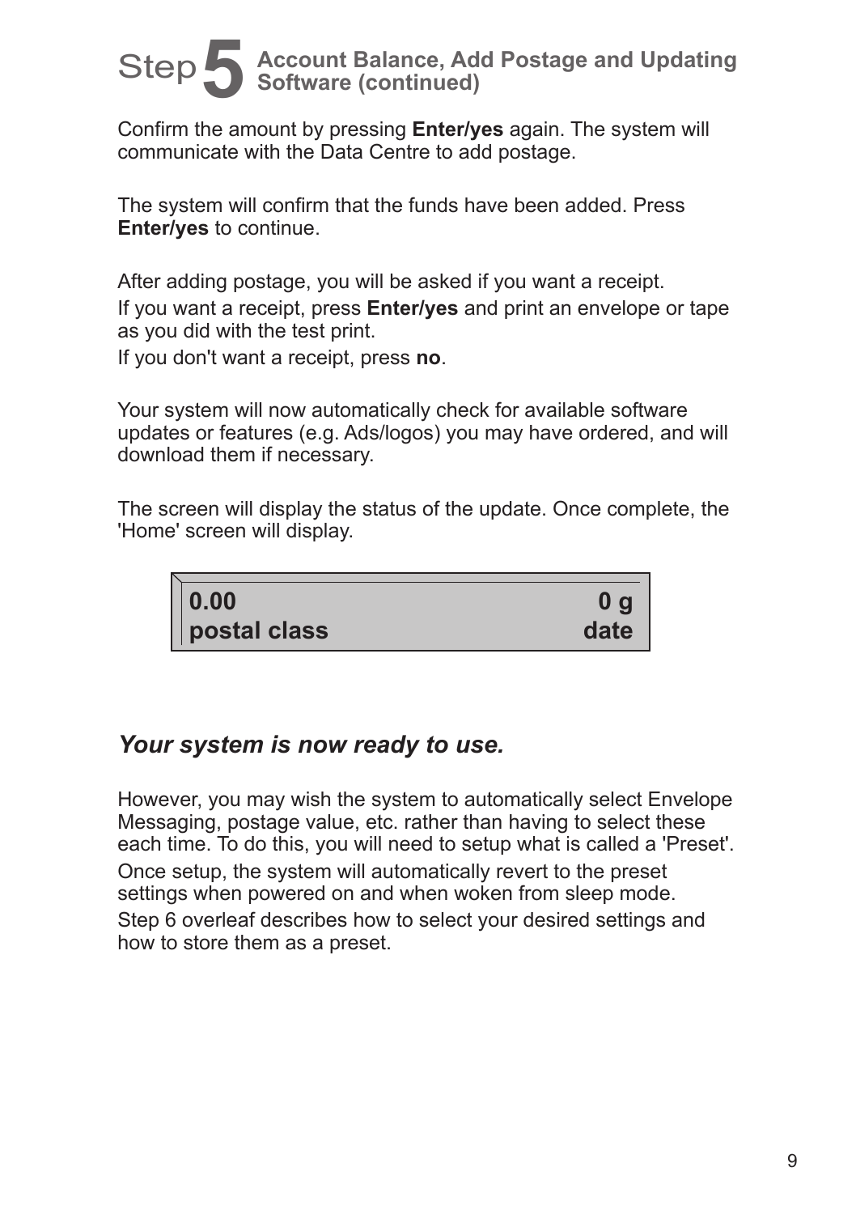# Step 5 Account Balance, Add Postage and Updating Software (continued)

Confirm the amount by pressing **Enter/yes** again. The system will communicate with the Data Centre to add postage.

The system will confirm that the funds have been added. Press **Enter/yes** to continue.

After adding postage, you will be asked if you want a receipt.

If you want a receipt, press **Enter/yes** and print an envelope or tape as you did with the test print.

If you don't want a receipt, press **no**.

Your system will now automatically check for available software updates or features (e.g. Ads/logos) you may have ordered, and will download them if necessary.

The screen will display the status of the update. Once complete, the 'Home' screen will display.

| **0.00** | **0 g** |
|---|---|
| **postal class** | **date** |

## *Your system is now ready to use.*

However, you may wish the system to automatically select Envelope Messaging, postage value, etc. rather than having to select these each time. To do this, you will need to setup what is called a 'Preset'.

Once setup, the system will automatically revert to the preset settings when powered on and when woken from sleep mode.

Step 6 overleaf describes how to select your desired settings and how to store them as a preset.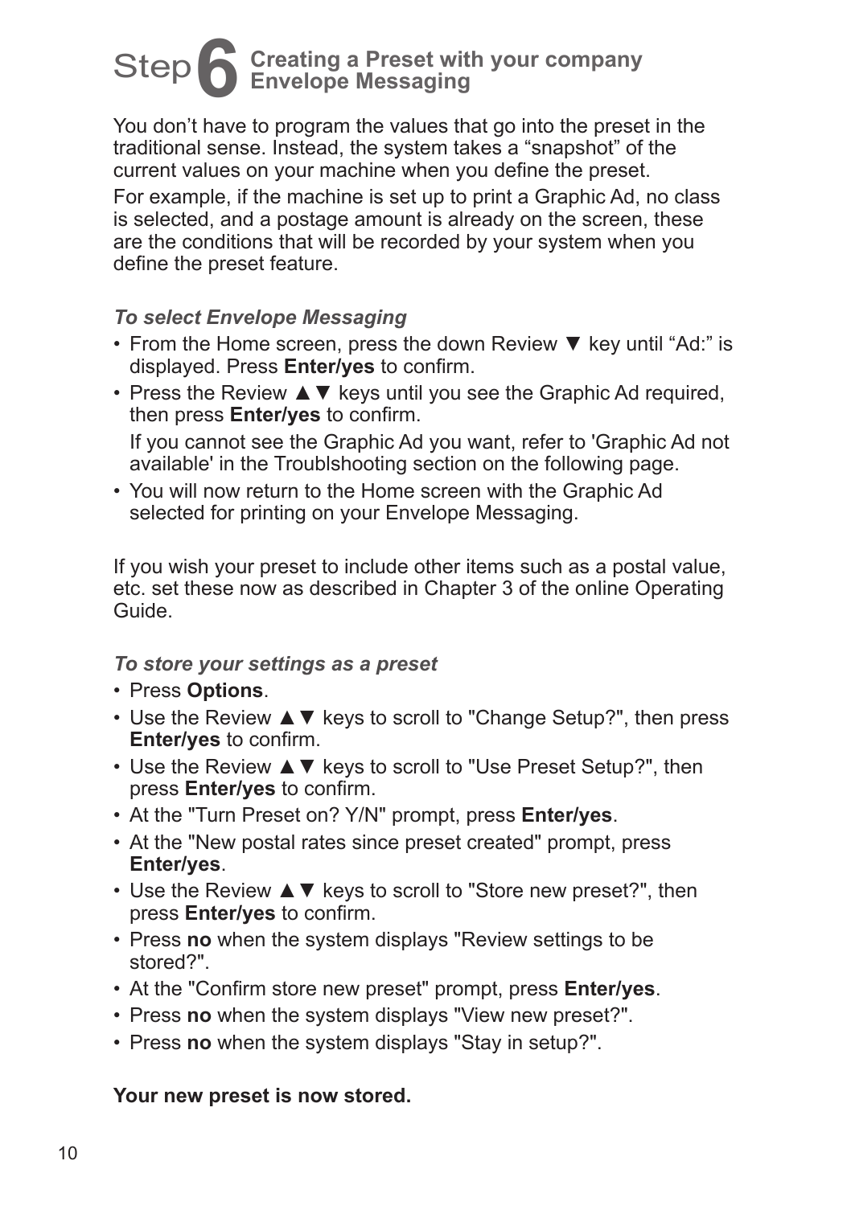# Step 6 Creating a Preset with your company Envelope Messaging

You don't have to program the values that go into the preset in the traditional sense. Instead, the system takes a "snapshot" of the current values on your machine when you define the preset.

For example, if the machine is set up to print a Graphic Ad, no class is selected, and a postage amount is already on the screen, these are the conditions that will be recorded by your system when you define the preset feature.

### *To select Envelope Messaging*

- From the Home screen, press the down Review ▼ key until "Ad:" is displayed. Press **Enter/yes** to confirm.
- Press the Review ▲▼ keys until you see the Graphic Ad required, then press **Enter/yes** to confirm.

  If you cannot see the Graphic Ad you want, refer to 'Graphic Ad not available' in the Troublshooting section on the following page.
- You will now return to the Home screen with the Graphic Ad selected for printing on your Envelope Messaging.

If you wish your preset to include other items such as a postal value, etc. set these now as described in Chapter 3 of the online Operating Guide.

### *To store your settings as a preset*

- Press **Options**.
- Use the Review ▲▼ keys to scroll to "Change Setup?", then press **Enter/yes** to confirm.
- Use the Review ▲▼ keys to scroll to "Use Preset Setup?", then press **Enter/yes** to confirm.
- At the "Turn Preset on? Y/N" prompt, press **Enter/yes**.
- At the "New postal rates since preset created" prompt, press **Enter/yes**.
- Use the Review ▲▼ keys to scroll to "Store new preset?", then press **Enter/yes** to confirm.
- Press **no** when the system displays "Review settings to be stored?".
- At the "Confirm store new preset" prompt, press **Enter/yes**.
- Press **no** when the system displays "View new preset?".
- Press **no** when the system displays "Stay in setup?".

**Your new preset is now stored.**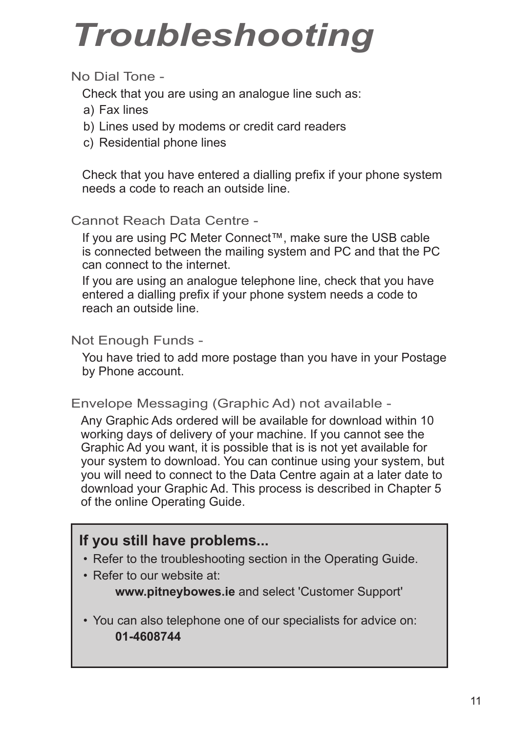# Troubleshooting

### No Dial Tone -

Check that you are using an analogue line such as:

a) Fax lines
b) Lines used by modems or credit card readers
c) Residential phone lines

Check that you have entered a dialling prefix if your phone system needs a code to reach an outside line.

### Cannot Reach Data Centre -

If you are using PC Meter Connect™, make sure the USB cable is connected between the mailing system and PC and that the PC can connect to the internet.

If you are using an analogue telephone line, check that you have entered a dialling prefix if your phone system needs a code to reach an outside line.

### Not Enough Funds -

You have tried to add more postage than you have in your Postage by Phone account.

### Envelope Messaging (Graphic Ad) not available -

Any Graphic Ads ordered will be available for download within 10 working days of delivery of your machine. If you cannot see the Graphic Ad you want, it is possible that is is not yet available for your system to download. You can continue using your system, but you will need to connect to the Data Centre again at a later date to download your Graphic Ad. This process is described in Chapter 5 of the online Operating Guide.

**If you still have problems...**

- Refer to the troubleshooting section in the Operating Guide.
- Refer to our website at:
  **www.pitneybowes.ie** and select 'Customer Support'
- You can also telephone one of our specialists for advice on:
  **01-4608744**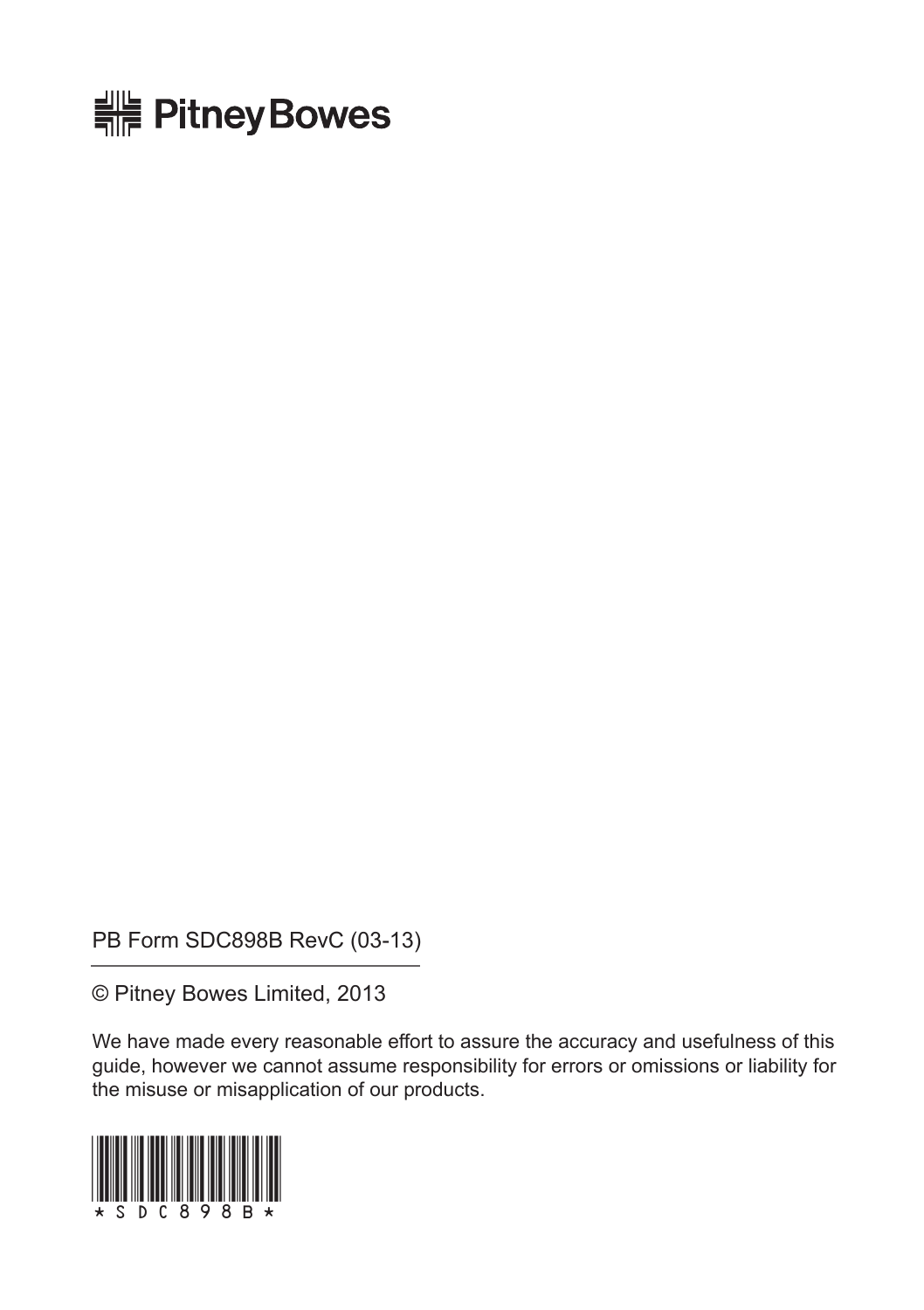Pitney Bowes

PB Form SDC898B RevC (03-13)

---

© Pitney Bowes Limited, 2013

We have made every reasonable effort to assure the accuracy and usefulness of this guide, however we cannot assume responsibility for errors or omissions or liability for the misuse or misapplication of our products.

*SDC898B*